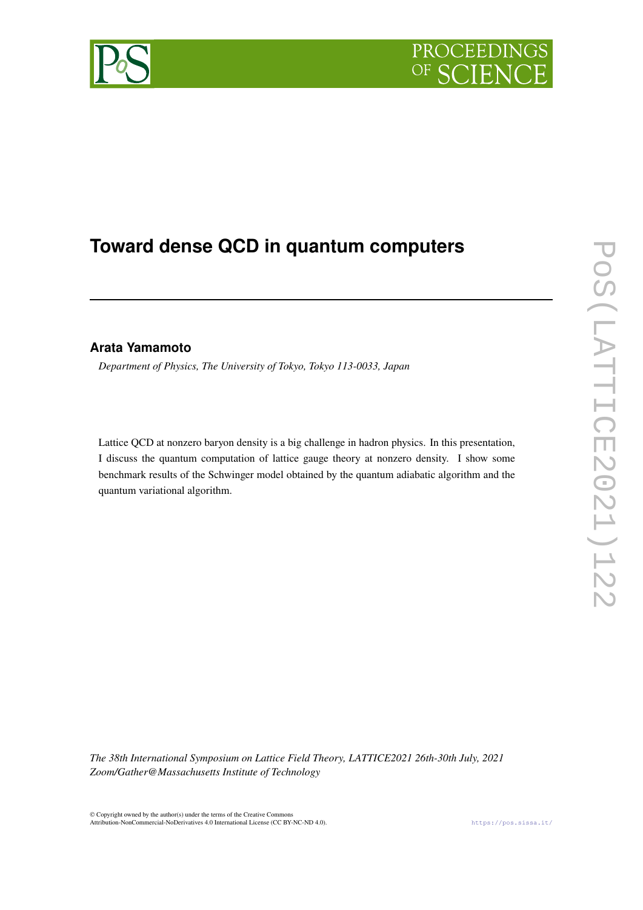# Toward dense QCD in quantum computers

**Arata Yamamoto**

*Department of Physics, The University of Tokyo, Tokyo 113-0033, Japan*

Lattice QCD at nonzero baryon density is a big challenge in hadron physics. In this presentation, I discuss the quantum computation of lattice gauge theory at nonzero density. I show some benchmark results of the Schwinger model obtained by the quantum adiabatic algorithm and the quantum variational algorithm.

*The 38th International Symposium on Lattice Field Theory, LATTICE2021 26th-30th July, 2021 Zoom/Gather@Massachusetts Institute of Technology*

© Copyright owned by the author(s) under the terms of the Creative Commons Attribution-NonCommercial-NoDerivatives 4.0 International License (CC BY-NC-ND 4.0).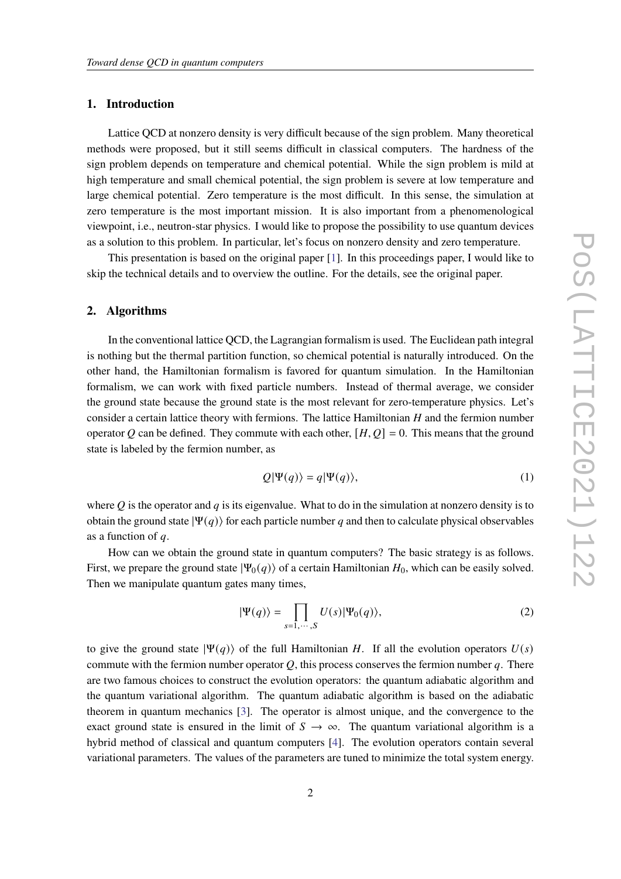## 1. Introduction

Lattice QCD at nonzero density is very difficult because of the sign problem. Many theoretical methods were proposed, but it still seems difficult in classical computers. The hardness of the sign problem depends on temperature and chemical potential. While the sign problem is mild at high temperature and small chemical potential, the sign problem is severe at low temperature and large chemical potential. Zero temperature is the most difficult. In this sense, the simulation at zero temperature is the most important mission. It is also important from a phenomenological viewpoint, i.e., neutron-star physics. I would like to propose the possibility to use quantum devices as a solution to this problem. In particular, let's focus on nonzero density and zero temperature.

This presentation is based on the original paper [1]. In this proceedings paper, I would like to skip the technical details and to overview the outline. For the details, see the original paper.

## 2. Algorithms

In the conventional lattice QCD, the Lagrangian formalism is used. The Euclidean path integral is nothing but the thermal partition function, so chemical potential is naturally introduced. On the other hand, the Hamiltonian formalism is favored for quantum simulation. In the Hamiltonian formalism, we can work with fixed particle numbers. Instead of thermal average, we consider the ground state because the ground state is the most relevant for zero-temperature physics. Let's consider a certain lattice theory with fermions. The lattice Hamiltonian $H$ and the fermion number operator $Q$ can be defined. They commute with each other, $[H, Q] = 0$. This means that the ground state is labeled by the fermion number, as

$$Q|\Psi(q)\rangle = q|\Psi(q)\rangle, \tag{1}$$

where $Q$ is the operator and $q$ is its eigenvalue. What to do in the simulation at nonzero density is to obtain the ground state $|\Psi(q)\rangle$ for each particle number $q$ and then to calculate physical observables as a function of $q$.

How can we obtain the ground state in quantum computers? The basic strategy is as follows. First, we prepare the ground state $|\Psi_0(q)\rangle$ of a certain Hamiltonian $H_0$, which can be easily solved. Then we manipulate quantum gates many times,

$$|\Psi(q)\rangle = \prod_{s=1,\cdots,S} U(s)|\Psi_0(q)\rangle, \tag{2}$$

to give the ground state $|\Psi(q)\rangle$ of the full Hamiltonian $H$. If all the evolution operators $U(s)$ commute with the fermion number operator $Q$, this process conserves the fermion number $q$. There are two famous choices to construct the evolution operators: the quantum adiabatic algorithm and the quantum variational algorithm. The quantum adiabatic algorithm is based on the adiabatic theorem in quantum mechanics [3]. The operator is almost unique, and the convergence to the exact ground state is ensured in the limit of $S \to \infty$. The quantum variational algorithm is a hybrid method of classical and quantum computers [4]. The evolution operators contain several variational parameters. The values of the parameters are tuned to minimize the total system energy.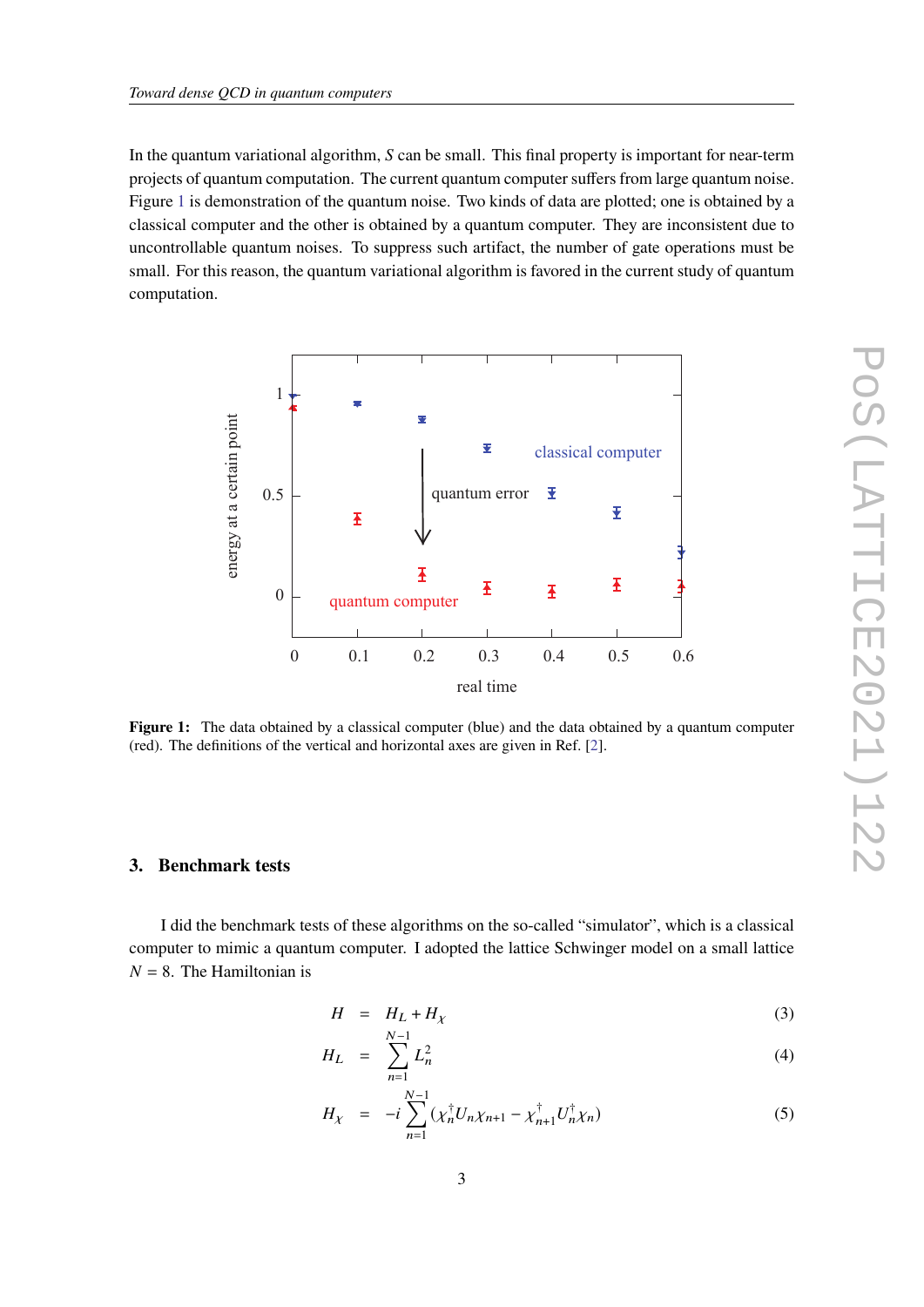In the quantum variational algorithm, $S$ can be small. This final property is important for near-term projects of quantum computation. The current quantum computer suffers from large quantum noise. Figure 1 is demonstration of the quantum noise. Two kinds of data are plotted; one is obtained by a classical computer and the other is obtained by a quantum computer. They are inconsistent due to uncontrollable quantum noises. To suppress such artifact, the number of gate operations must be small. For this reason, the quantum variational algorithm is favored in the current study of quantum computation.

**Figure 1:** The data obtained by a classical computer (blue) and the data obtained by a quantum computer (red). The definitions of the vertical and horizontal axes are given in Ref. [2].

## 3. Benchmark tests

I did the benchmark tests of these algorithms on the so-called "simulator", which is a classical computer to mimic a quantum computer. I adopted the lattice Schwinger model on a small lattice $N = 8$. The Hamiltonian is

$$H = H_L + H_\chi \tag{3}$$

$$H_L = \sum_{n=1}^{N-1} L_n^2 \tag{4}$$

$$H_\chi = -i \sum_{n=1}^{N-1} (\chi_n^\dagger U_n \chi_{n+1} - \chi_{n+1}^\dagger U_n^\dagger \chi_n) \tag{5}$$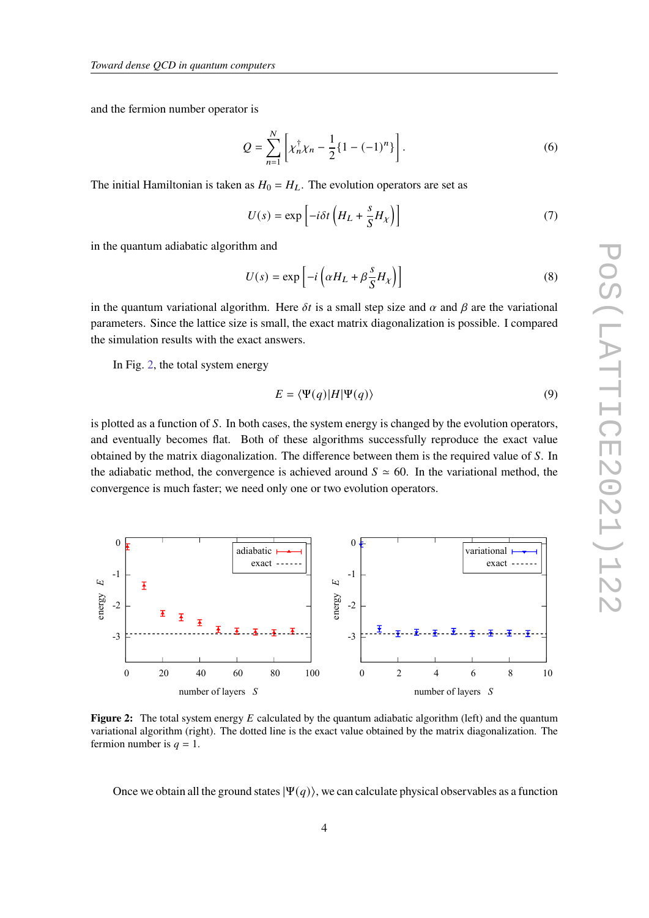and the fermion number operator is

$$Q = \sum_{n=1}^{N} \left[ \chi_n^\dagger \chi_n - \frac{1}{2}\{1 - (-1)^n\} \right]. \tag{6}$$

The initial Hamiltonian is taken as $H_0 = H_L$. The evolution operators are set as

$$U(s) = \exp\left[ -i\delta t \left( H_L + \frac{s}{S} H_\chi \right) \right] \tag{7}$$

in the quantum adiabatic algorithm and

$$U(s) = \exp\left[ -i \left( \alpha H_L + \beta \frac{s}{S} H_\chi \right) \right] \tag{8}$$

in the quantum variational algorithm. Here $\delta t$ is a small step size and $\alpha$ and $\beta$ are the variational parameters. Since the lattice size is small, the exact matrix diagonalization is possible. I compared the simulation results with the exact answers.

In Fig. 2, the total system energy

$$E = \langle \Psi(q) | H | \Psi(q) \rangle \tag{9}$$

is plotted as a function of $S$. In both cases, the system energy is changed by the evolution operators, and eventually becomes flat. Both of these algorithms successfully reproduce the exact value obtained by the matrix diagonalization. The difference between them is the required value of $S$. In the adiabatic method, the convergence is achieved around $S \simeq 60$. In the variational method, the convergence is much faster; we need only one or two evolution operators.

**Figure 2:** The total system energy $E$ calculated by the quantum adiabatic algorithm (left) and the quantum variational algorithm (right). The dotted line is the exact value obtained by the matrix diagonalization. The fermion number is $q = 1$.

Once we obtain all the ground states $|\Psi(q)\rangle$, we can calculate physical observables as a function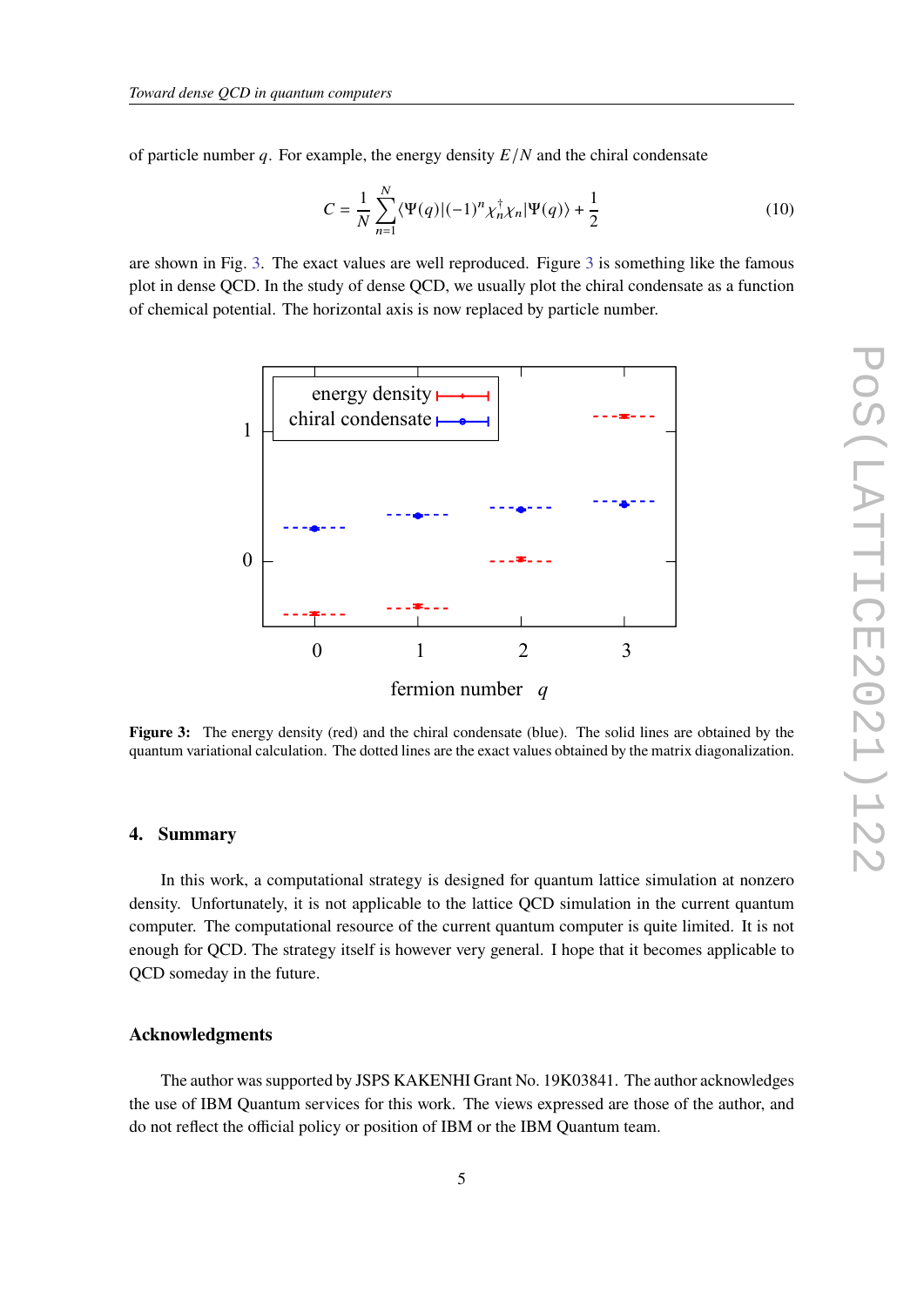of particle number $q$. For example, the energy density $E/N$ and the chiral condensate

$$C = \frac{1}{N}\sum_{n=1}^{N} \langle \Psi(q)|(-1)^n \chi_n^\dagger \chi_n |\Psi(q)\rangle + \frac{1}{2} \tag{10}$$

are shown in Fig. 3. The exact values are well reproduced. Figure 3 is something like the famous plot in dense QCD. In the study of dense QCD, we usually plot the chiral condensate as a function of chemical potential. The horizontal axis is now replaced by particle number.

**Figure 3:** The energy density (red) and the chiral condensate (blue). The solid lines are obtained by the quantum variational calculation. The dotted lines are the exact values obtained by the matrix diagonalization.

## 4. Summary

In this work, a computational strategy is designed for quantum lattice simulation at nonzero density. Unfortunately, it is not applicable to the lattice QCD simulation in the current quantum computer. The computational resource of the current quantum computer is quite limited. It is not enough for QCD. The strategy itself is however very general. I hope that it becomes applicable to QCD someday in the future.

## Acknowledgments

The author was supported by JSPS KAKENHI Grant No. 19K03841. The author acknowledges the use of IBM Quantum services for this work. The views expressed are those of the author, and do not reflect the official policy or position of IBM or the IBM Quantum team.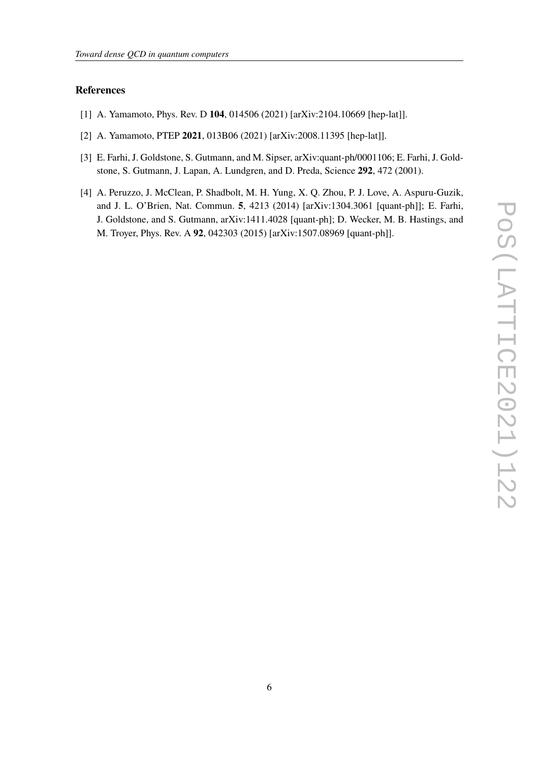## References

[1] A. Yamamoto, Phys. Rev. D **104**, 014506 (2021) [arXiv:2104.10669 [hep-lat]].

[2] A. Yamamoto, PTEP **2021**, 013B06 (2021) [arXiv:2008.11395 [hep-lat]].

[3] E. Farhi, J. Goldstone, S. Gutmann, and M. Sipser, arXiv:quant-ph/0001106; E. Farhi, J. Goldstone, S. Gutmann, J. Lapan, A. Lundgren, and D. Preda, Science **292**, 472 (2001).

[4] A. Peruzzo, J. McClean, P. Shadbolt, M. H. Yung, X. Q. Zhou, P. J. Love, A. Aspuru-Guzik, and J. L. O'Brien, Nat. Commun. **5**, 4213 (2014) [arXiv:1304.3061 [quant-ph]]; E. Farhi, J. Goldstone, and S. Gutmann, arXiv:1411.4028 [quant-ph]; D. Wecker, M. B. Hastings, and M. Troyer, Phys. Rev. A **92**, 042303 (2015) [arXiv:1507.08969 [quant-ph]].